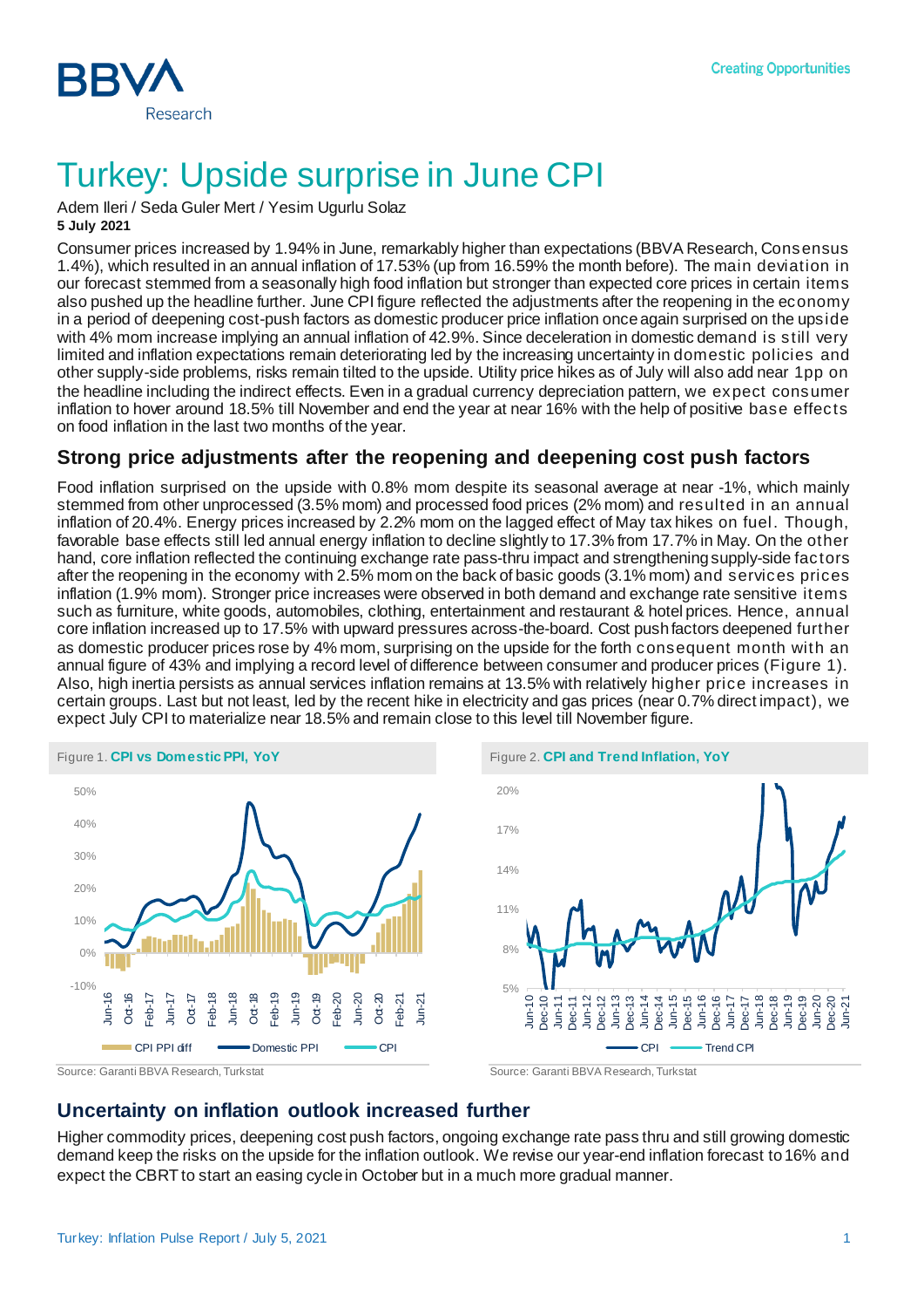# Turkey: Upside surprise in June CPI

Adem Ileri / Seda Guler Mert / Yesim Ugurlu Solaz
**5 July 2021**

Consumer prices increased by 1.94% in June, remarkably higher than expectations (BBVA Research, Consensus 1.4%), which resulted in an annual inflation of 17.53% (up from 16.59% the month before). The main deviation in our forecast stemmed from a seasonally high food inflation but stronger than expected core prices in certain items also pushed up the headline further. June CPI figure reflected the adjustments after the reopening in the economy in a period of deepening cost-push factors as domestic producer price inflation once again surprised on the upside with 4% mom increase implying an annual inflation of 42.9%. Since deceleration in domestic demand is still very limited and inflation expectations remain deteriorating led by the increasing uncertainty in domestic policies and other supply-side problems, risks remain tilted to the upside. Utility price hikes as of July will also add near 1pp on the headline including the indirect effects. Even in a gradual currency depreciation pattern, we expect consumer inflation to hover around 18.5% till November and end the year at near 16% with the help of positive base effects on food inflation in the last two months of the year.

## Strong price adjustments after the reopening and deepening cost push factors

Food inflation surprised on the upside with 0.8% mom despite its seasonal average at near -1%, which mainly stemmed from other unprocessed (3.5% mom) and processed food prices (2% mom) and resulted in an annual inflation of 20.4%. Energy prices increased by 2.2% mom on the lagged effect of May tax hikes on fuel. Though, favorable base effects still led annual energy inflation to decline slightly to 17.3% from 17.7% in May. On the other hand, core inflation reflected the continuing exchange rate pass-thru impact and strengthening supply-side factors after the reopening in the economy with 2.5% mom on the back of basic goods (3.1% mom) and services prices inflation (1.9% mom). Stronger price increases were observed in both demand and exchange rate sensitive items such as furniture, white goods, automobiles, clothing, entertainment and restaurant & hotel prices. Hence, annual core inflation increased up to 17.5% with upward pressures across-the-board. Cost push factors deepened further as domestic producer prices rose by 4% mom, surprising on the upside for the forth consequent month with an annual figure of 43% and implying a record level of difference between consumer and producer prices (Figure 1). Also, high inertia persists as annual services inflation remains at 13.5% with relatively higher price increases in certain groups. Last but not least, led by the recent hike in electricity and gas prices (near 0.7% direct impact), we expect July CPI to materialize near 18.5% and remain close to this level till November figure.

Figure 1. **CPI vs Domestic PPI, YoY**

Source: Garanti BBVA Research, Turkstat

Figure 2. **CPI and Trend Inflation, YoY**

Source: Garanti BBVA Research, Turkstat

## Uncertainty on inflation outlook increased further

Higher commodity prices, deepening cost push factors, ongoing exchange rate pass thru and still growing domestic demand keep the risks on the upside for the inflation outlook. We revise our year-end inflation forecast to 16% and expect the CBRT to start an easing cycle in October but in a much more gradual manner.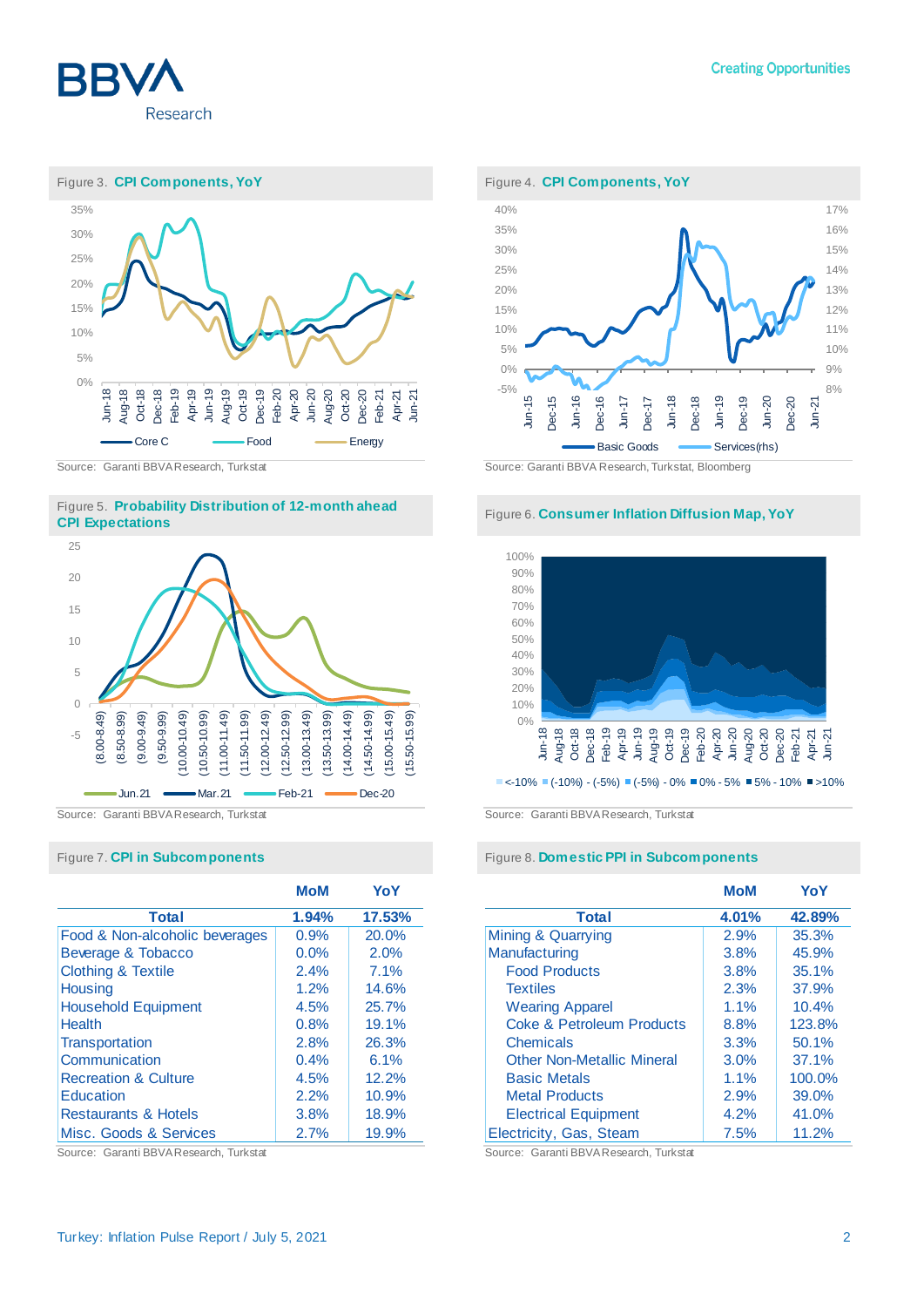Figure 3. **CPI Components, YoY**

Source: Garanti BBVA Research, Turkstat

Figure 4. **CPI Components, YoY**

Source: Garanti BBVA Research, Turkstat, Bloomberg

Figure 5. **Probability Distribution of 12-month ahead CPI Expectations**

Source: Garanti BBVA Research, Turkstat

Figure 6. **Consumer Inflation Diffusion Map, YoY**

Source: Garanti BBVA Research, Turkstat

Figure 7. **CPI in Subcomponents**

| | MoM | YoY |
|---|---|---|
| **Total** | **1.94%** | **17.53%** |
| Food & Non-alcoholic beverages | 0.9% | 20.0% |
| Beverage & Tobacco | 0.0% | 2.0% |
| Clothing & Textile | 2.4% | 7.1% |
| Housing | 1.2% | 14.6% |
| Household Equipment | 4.5% | 25.7% |
| Health | 0.8% | 19.1% |
| Transportation | 2.8% | 26.3% |
| Communication | 0.4% | 6.1% |
| Recreation & Culture | 4.5% | 12.2% |
| Education | 2.2% | 10.9% |
| Restaurants & Hotels | 3.8% | 18.9% |
| Misc. Goods & Services | 2.7% | 19.9% |

Source: Garanti BBVA Research, Turkstat

Figure 8. **Domestic PPI in Subcomponents**

| | MoM | YoY |
|---|---|---|
| **Total** | **4.01%** | **42.89%** |
| Mining & Quarrying | 2.9% | 35.3% |
| Manufacturing | 3.8% | 45.9% |
| Food Products | 3.8% | 35.1% |
| Textiles | 2.3% | 37.9% |
| Wearing Apparel | 1.1% | 10.4% |
| Coke & Petroleum Products | 8.8% | 123.8% |
| Chemicals | 3.3% | 50.1% |
| Other Non-Metallic Mineral | 3.0% | 37.1% |
| Basic Metals | 1.1% | 100.0% |
| Metal Products | 2.9% | 39.0% |
| Electrical Equipment | 4.2% | 41.0% |
| Electricity, Gas, Steam | 7.5% | 11.2% |

Source: Garanti BBVA Research, Turkstat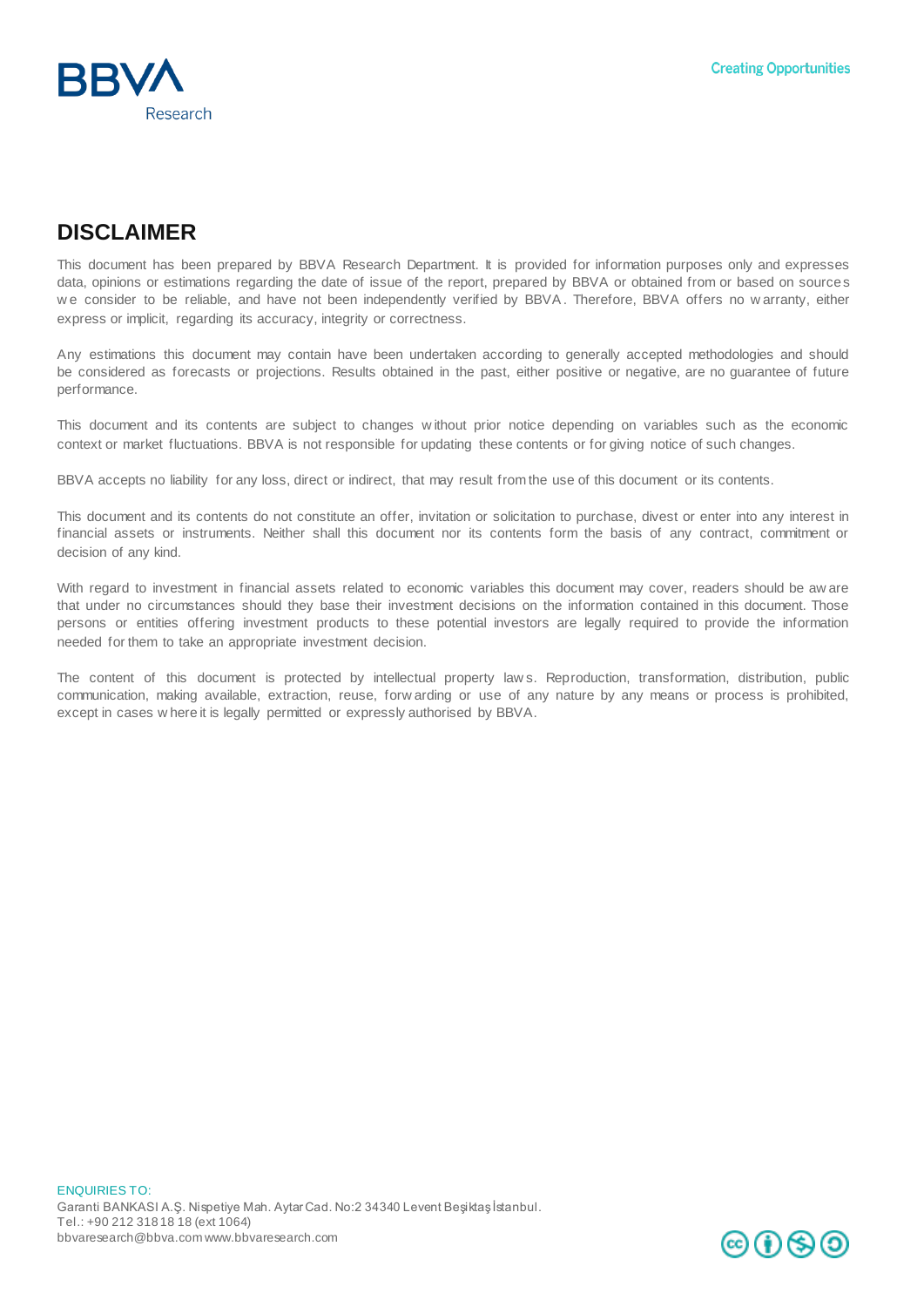# DISCLAIMER

This document has been prepared by BBVA Research Department. It is provided for information purposes only and expresses data, opinions or estimations regarding the date of issue of the report, prepared by BBVA or obtained from or based on sources we consider to be reliable, and have not been independently verified by BBVA. Therefore, BBVA offers no warranty, either express or implicit, regarding its accuracy, integrity or correctness.

Any estimations this document may contain have been undertaken according to generally accepted methodologies and should be considered as forecasts or projections. Results obtained in the past, either positive or negative, are no guarantee of future performance.

This document and its contents are subject to changes without prior notice depending on variables such as the economic context or market fluctuations. BBVA is not responsible for updating these contents or for giving notice of such changes.

BBVA accepts no liability for any loss, direct or indirect, that may result from the use of this document or its contents.

This document and its contents do not constitute an offer, invitation or solicitation to purchase, divest or enter into any interest in financial assets or instruments. Neither shall this document nor its contents form the basis of any contract, commitment or decision of any kind.

With regard to investment in financial assets related to economic variables this document may cover, readers should be aware that under no circumstances should they base their investment decisions on the information contained in this document. Those persons or entities offering investment products to these potential investors are legally required to provide the information needed for them to take an appropriate investment decision.

The content of this document is protected by intellectual property laws. Reproduction, transformation, distribution, public communication, making available, extraction, reuse, forwarding or use of any nature by any means or process is prohibited, except in cases where it is legally permitted or expressly authorised by BBVA.

ENQUIRIES TO:
Garanti BANKASI A.Ş. Nispetiye Mah. Aytar Cad. No:2 34340 Levent Beşiktaş İstanbul.
Tel.: +90 212 318 18 18 (ext 1064)
bbvaresearch@bbva.com www.bbvaresearch.com